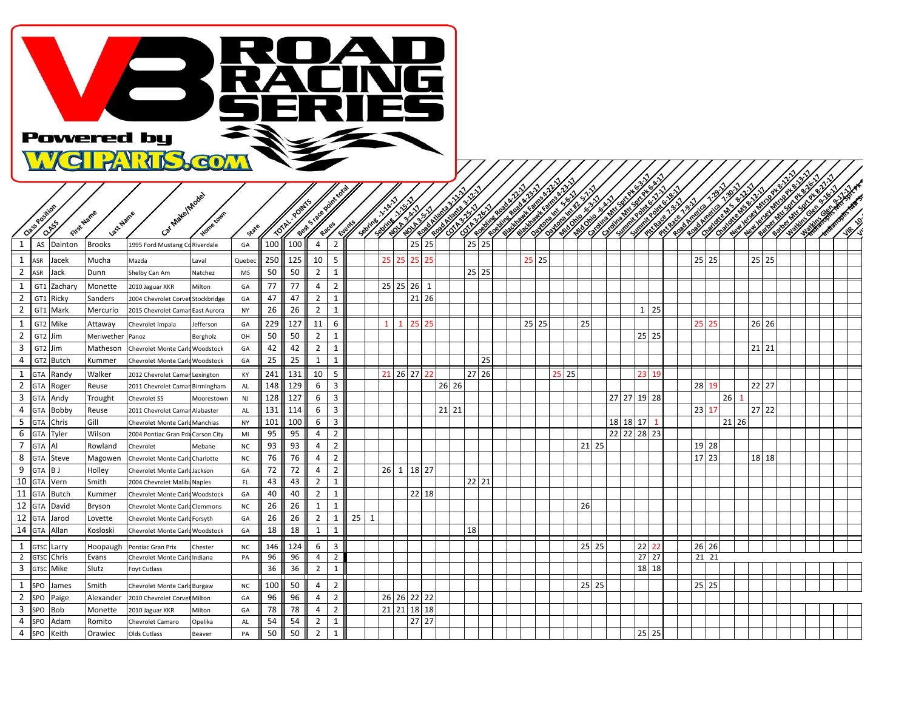# V8 ROAD RACING SERIES

**Powered by WCIPARTS.COM**

| Class Position | CLASS | First Name | Last Name | Car Make/Model | Home town | State | TOTAL POINTS | Best 5 race point total | Races | Events | Sebring 1-14-17 | Sebring 1-15-17 | NOLA 3-4-17 | NOLA 3-5-17 | Road Atlanta 3-11-17 | Road Atlanta 3-12-17 | COTA 3-25-17 | COTA 3-26-17 | Roebling Road 4-22-17 | Roebling Road 4-23-17 | Blackhawk Farms 4-22-17 | Blackhawk Farms 4-23-17 | Daytona Int 5-6-17 | Daytona Int #2 5-7-17 | Mid Ohio 6-3-17 | Mid Ohio 6-4-17 | Carolina Mtr Sprt Pk 6-3-17 | Carolina Mtr Sprt Pk 6-4-17 | Summit Point 6-17-17 | Summit Point 6-18-17 | Pitt Race 7-8-17 | Pitt Race 7-9-17 | Road America 7-29-17 | Road America 7-30-17 | Charlotte MS 8-12-17 | Charlotte MS 8-12-17 | New Jersey Mtrsp Pk 8-12-17 | New Jersey Mtrsp Pk 8-13-17 | Barber Mtr Sprt Pk 8-26-17 | Barber Mtr Sprt Pk 8-27-17 | Watkins Glen 9-16-17 | Watkins Glen 9-17-17 | Indianapolis Mtr Sprt Pk | Indianapolis Mtr Sprt Pk | VIR 10- | VI |
|---|---|---|---|---|---|---|---|---|---|---|---|---|---|---|---|---|---|---|---|---|---|---|---|---|---|---|---|---|---|---|---|---|---|---|---|---|---|---|---|---|---|---|---|---|---|---|
| 1 | AS | Dainton | Brooks | 1995 Ford Mustang Co | Riverdale | GA | 100 | 100 | 4 | 2 | | | | | 25 | 25 | | | 25 | 25 | | | | | | | | | | | | | | | | | | | | | | | | | | |
| 1 | ASR | Jacek | Mucha | Mazda | Laval | Quebec | 250 | 125 | 10 | 5 | | | 25 | 25 | 25 | 25 | | | | | | | 25 | 25 | | | | | | | | | | | 25 | 25 | | | 25 | 25 | | | | | | |
| 2 | ASR | Jack | Dunn | Shelby Can Am | Natchez | MS | 50 | 50 | 2 | 1 | | | | | | | | | 25 | 25 | | | | | | | | | | | | | | | | | | | | | | | | | | |
| 1 | GT1 | Zachary | Monette | 2010 Jaguar XKR | Milton | GA | 77 | 77 | 4 | 2 | | | 25 | 25 | 26 | 1 | | | | | | | | | | | | | | | | | | | | | | | | | | | | | | |
| 2 | GT1 | Ricky | Sanders | 2004 Chevrolet Corvet | Stockbridge | GA | 47 | 47 | 2 | 1 | | | | | 21 | 26 | | | | | | | | | | | | | | | | | | | | | | | | | | | | | | |
| 2 | GT1 | Mark | Mercurio | 2015 Chevrolet Camar | East Aurora | NY | 26 | 26 | 2 | 1 | | | | | | | | | | | | | | | | | | | | | 1 | 25 | | | | | | | | | | | | | | |
| 1 | GT2 | Mike | Attaway | Chevrolet Impala | Jefferson | GA | 229 | 127 | 11 | 6 | | | 1 | 1 | 25 | 25 | | | | | | | 25 | 25 | | | 25 | | | | | | | | 25 | 25 | | | 26 | 26 | | | | | | |
| 2 | GT2 | Jim | Meriwether | Panoz | Bergholz | OH | 50 | 50 | 2 | 1 | | | | | | | | | | | | | | | | | | | | | 25 | 25 | | | | | | | | | | | | | | |
| 3 | GT2 | Jim | Matheson | Chevrolet Monte Carlo | Woodstock | GA | 42 | 42 | 2 | 1 | | | | | | | | | | | | | | | | | | | | | | | | | | | | | 21 | 21 | | | | | | |
| 4 | GT2 | Butch | Kummer | Chevrolet Monte Carlo | Woodstock | GA | 25 | 25 | 1 | 1 | | | | | | | | | | 25 | | | | | | | | | | | | | | | | | | | | | | | | | | |
| 1 | GTA | Randy | Walker | 2012 Chevrolet Camar | Lexington | KY | 241 | 131 | 10 | 5 | | | 21 | 26 | 27 | 22 | | | 27 | 26 | | | | | 25 | 25 | | | | | 23 | 19 | | | | | | | | | | | | | | |
| 2 | GTA | Roger | Reuse | 2011 Chevrolet Camar | Birmingham | AL | 148 | 129 | 6 | 3 | | | | | | | 26 | 26 | | | | | | | | | | | | | | | | | 28 | 19 | | | 22 | 27 | | | | | | |
| 3 | GTA | Andy | Trought | Chevrolet SS | Moorestown | NJ | 128 | 127 | 6 | 3 | | | | | | | | | | | | | | | | | | | 27 | 27 | 19 | 28 | | | | | 26 | 1 | | | | | | | | |
| 4 | GTA | Bobby | Reuse | 2011 Chevrolet Camar | Alabaster | AL | 131 | 114 | 6 | 3 | | | | | | | 21 | 21 | | | | | | | | | | | | | | | | | 23 | 17 | | | 27 | 22 | | | | | | |
| 5 | GTA | Chris | Gill | Chevrolet Monte Carlo | Manchias | NY | 101 | 100 | 6 | 3 | | | | | | | | | | | | | | | | | | | 18 | 18 | 17 | 1 | | | | | 21 | 26 | | | | | | | | |
| 6 | GTA | Tyler | Wilson | 2004 Pontiac Gran Prix | Carson City | MI | 95 | 95 | 4 | 2 | | | | | | | | | | | | | | | | | | | 22 | 22 | 28 | 23 | | | | | | | | | | | | | | |
| 7 | GTA | Al | Rowland | Chevrolet | Mebane | NC | 93 | 93 | 4 | 2 | | | | | | | | | | | | | | | | | 21 | 25 | | | | | | | 19 | 28 | | | | | | | | | | |
| 8 | GTA | Steve | Magowen | Chevrolet Monte Carlo | Charlotte | NC | 76 | 76 | 4 | 2 | | | | | | | | | | | | | | | | | | | | | | | | | 17 | 23 | | | 18 | 18 | | | | | | |
| 9 | GTA | B J | Holley | Chevrolet Monte Carlo | Jackson | GA | 72 | 72 | 4 | 2 | | | 26 | 1 | 18 | 27 | | | | | | | | | | | | | | | | | | | | | | | | | | | | | | |
| 10 | GTA | Vern | Smith | 2004 Chevrolet Malibu | Naples | FL | 43 | 43 | 2 | 1 | | | | | | | | | 22 | 21 | | | | | | | | | | | | | | | | | | | | | | | | | | |
| 11 | GTA | Butch | Kummer | Chevrolet Monte Carlo | Woodstock | GA | 40 | 40 | 2 | 1 | | | | | 22 | 18 | | | | | | | | | | | | | | | | | | | | | | | | | | | | | | |
| 12 | GTA | David | Bryson | Chevrolet Monte Carlo | Clemmons | NC | 26 | 26 | 1 | 1 | | | | | | | | | | | | | | | | | 26 | | | | | | | | | | | | | | | | | | | |
| 12 | GTA | Jarod | Lovette | Chevrolet Monte Carlo | Forsyth | GA | 26 | 26 | 2 | 1 | 25 | 1 | | | | | | | | | | | | | | | | | | | | | | | | | | | | | | | | | | |
| 14 | GTA | Allan | Kosloski | Chevrolet Monte Carlo | Woodstock | GA | 18 | 18 | 1 | 1 | | | | | | | | | 18 | | | | | | | | | | | | | | | | | | | | | | | | | | | |
| 1 | GTSC | Larry | Hoopaugh | Pontiac Gran Prix | Chester | NC | 146 | 124 | 6 | 3 | | | | | | | | | | | | | | | | | 25 | 25 | | | 22 | 22 | | | 26 | 26 | | | | | | | | | | |
| 2 | GTSC | Chris | Evans | Chevrolet Monte Carlo | Indiana | PA | 96 | 96 | 4 | 2 | | | | | | | | | | | | | | | | | | | | | 27 | 27 | | | 21 | 21 | | | | | | | | | | |
| 3 | GTSC | Mike | Slutz | Foyt Cutlass | | | 36 | 36 | 2 | 1 | | | | | | | | | | | | | | | | | | | | | 18 | 18 | | | | | | | | | | | | | | |
| 1 | SPO | James | Smith | Chevrolet Monte Carlo | Burgaw | NC | 100 | 50 | 4 | 2 | | | | | | | | | | | | | | | | | 25 | 25 | | | | | | | 25 | 25 | | | | | | | | | | |
| 2 | SPO | Paige | Alexander | 2010 Chevrolet Corvet | Milton | GA | 96 | 96 | 4 | 2 | | | 26 | 26 | 22 | 22 | | | | | | | | | | | | | | | | | | | | | | | | | | | | | | |
| 3 | SPO | Bob | Monette | 2010 Jaguar XKR | Milton | GA | 78 | 78 | 4 | 2 | | | 21 | 21 | 18 | 18 | | | | | | | | | | | | | | | | | | | | | | | | | | | | | | |
| 4 | SPO | Adam | Romito | Chevrolet Camaro | Opelika | AL | 54 | 54 | 2 | 1 | | | | | 27 | 27 | | | | | | | | | | | | | | | | | | | | | | | | | | | | | | |
| 4 | SPO | Keith | Orawiec | Olds Cutlass | Beaver | PA | 50 | 50 | 2 | 1 | | | | | | | | | | | | | | | | | | | | | 25 | 25 | | | | | | | | | | | | | | |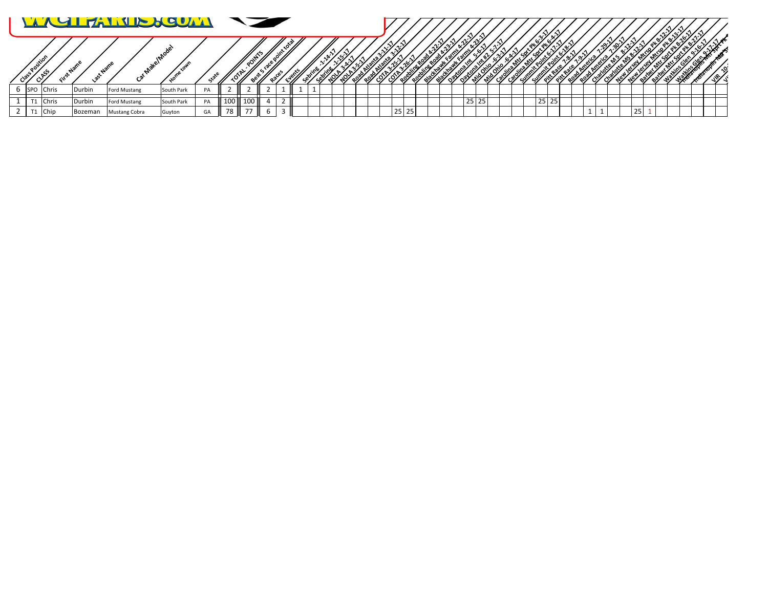WCIPARTS.COM

| Class Position | CLASS | First Name | Last Name | Car Make/Model | Home town | State | TOTAL - POINTS | Best 5 race point total | Races | Events | Sebring 1-14-17 | Sebring 1-15-17 | NOLA 3-4-17 | NOLA 3-5-17 | Road Atlanta 3-11-17 | Road Atlanta 3-12-17 | COTA 3-25-17 | COTA 3-26-17 | Roebling Road 4-22-17 | Roebling Road 4-23-17 | Blackhawk Farms 4-22-17 | Blackhawk Farms 4-23-17 | Daytona Int 5-6-17 | Daytona Int #2 5-7-17 | Mid Ohio 6-3-17 | Mid Ohio 6-4-17 | Carolina Mtr Sprt Pk 6-3-17 | Carolina Mtr Sprt Pk 6-4-17 | Summit Point 6-17-17 | Summit Point 6-18-17 | Pitt Race 7-8-17 | Pitt Race 7-9-17 | Road America 7-29-17 | Road America 7-30-17 | Charlotte MS 8-12-17 | Charlotte MS 8-12-17 | New Jersey Mtrsp Pk 8-12-17 | New Jersey Mtrsp Pk 8-13-17 | Barber Mtr Sprt Pk 8-26-17 | Barber Mtr Sprt Pk 8-27-17 | Watkins Glen 9-16-17 | Watkins Glen 9-17-17 | Indianapolis Mtr Sprt Pk | Indianapolis Mtr Sprt Pk | VIR 10- | VI |
|---|---|---|---|---|---|---|---|---|---|---|---|---|---|---|---|---|---|---|---|---|---|---|---|---|---|---|---|---|---|---|---|---|---|---|---|---|---|---|---|---|---|---|---|---|---|---|
| 6 | SPO | Chris | Durbin | Ford Mustang | South Park | PA | 2 | 2 | 2 | 1 | 1 | 1 | | | | | | | | | | | | | | | | | | | | | | | | | | | | | | | | | | |
| 1 | T1 | Chris | Durbin | Ford Mustang | South Park | PA | 100 | 100 | 4 | 2 | | | | | | | | | | | | | | | 25 | 25 | | | | | 25 | 25 | | | | | | | | | | | | | | |
| 2 | T1 | Chip | Bozeman | Mustang Cobra | Guyton | GA | 78 | 77 | 6 | 3 | | | | | | | | | 25 | 25 | | | | | | | | | | | | | | | 1 | 1 | | | 25 | 1 | | | | | | |